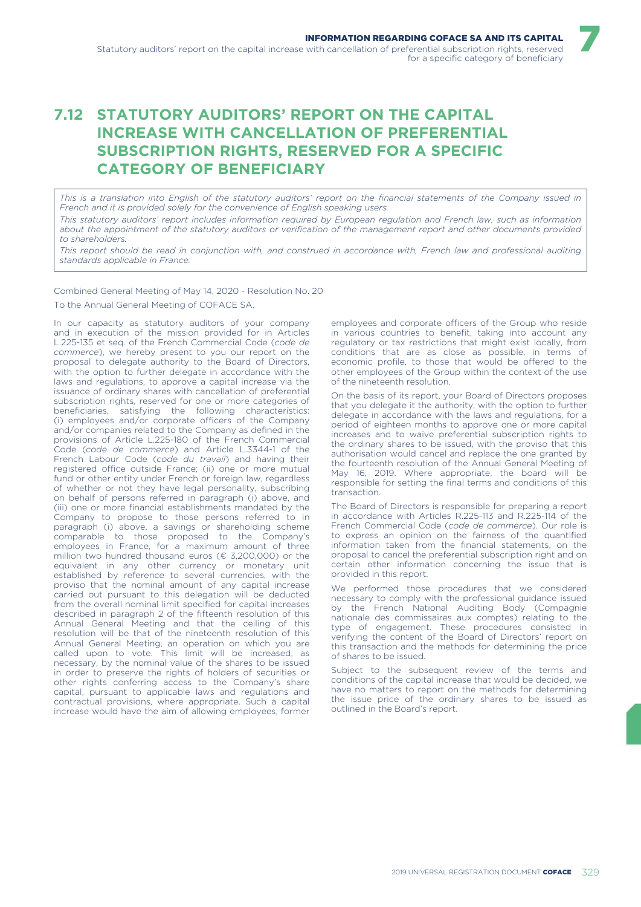## 7.12 STATUTORY AUDITORS' REPORT ON THE CAPITAL INCREASE WITH CANCELLATION OF PREFERENTIAL SUBSCRIPTION RIGHTS, RESERVED FOR A SPECIFIC CATEGORY OF BENEFICIARY

*This is a translation into English of the statutory auditors' report on the financial statements of the Company issued in French and it is provided solely for the convenience of English speaking users.*

*This statutory auditors' report includes information required by European regulation and French law, such as information about the appointment of the statutory auditors or verification of the management report and other documents provided to shareholders.*

*This report should be read in conjunction with, and construed in accordance with, French law and professional auditing standards applicable in France.*

Combined General Meeting of May 14, 2020 - Resolution No. 20

To the Annual General Meeting of COFACE SA,

In our capacity as statutory auditors of your company and in execution of the mission provided for in Articles L.225-135 et seq. of the French Commercial Code (*code de commerce*), we hereby present to you our report on the proposal to delegate authority to the Board of Directors, with the option to further delegate in accordance with the laws and regulations, to approve a capital increase via the issuance of ordinary shares with cancellation of preferential subscription rights, reserved for one or more categories of beneficiaries, satisfying the following characteristics: (i) employees and/or corporate officers of the Company and/or companies related to the Company as defined in the provisions of Article L.225-180 of the French Commercial Code (*code de commerce*) and Article L.3344-1 of the French Labour Code (*code du travail*) and having their registered office outside France; (ii) one or more mutual fund or other entity under French or foreign law, regardless of whether or not they have legal personality, subscribing on behalf of persons referred in paragraph (i) above, and (iii) one or more financial establishments mandated by the Company to propose to those persons referred to in paragraph (i) above, a savings or shareholding scheme comparable to those proposed to the Company's employees in France, for a maximum amount of three million two hundred thousand euros (€ 3,200,000) or the equivalent in any other currency or monetary unit established by reference to several currencies, with the proviso that the nominal amount of any capital increase carried out pursuant to this delegation will be deducted from the overall nominal limit specified for capital increases described in paragraph 2 of the fifteenth resolution of this Annual General Meeting and that the ceiling of this resolution will be that of the nineteenth resolution of this Annual General Meeting, an operation on which you are called upon to vote. This limit will be increased, as necessary, by the nominal value of the shares to be issued in order to preserve the rights of holders of securities or other rights conferring access to the Company's share capital, pursuant to applicable laws and regulations and contractual provisions, where appropriate. Such a capital increase would have the aim of allowing employees, former employees and corporate officers of the Group who reside in various countries to benefit, taking into account any regulatory or tax restrictions that might exist locally, from conditions that are as close as possible, in terms of economic profile, to those that would be offered to the other employees of the Group within the context of the use of the nineteenth resolution.

On the basis of its report, your Board of Directors proposes that you delegate it the authority, with the option to further delegate in accordance with the laws and regulations, for a period of eighteen months to approve one or more capital increases and to waive preferential subscription rights to the ordinary shares to be issued, with the proviso that this authorisation would cancel and replace the one granted by the fourteenth resolution of the Annual General Meeting of May 16, 2019. Where appropriate, the board will be responsible for setting the final terms and conditions of this transaction.

The Board of Directors is responsible for preparing a report in accordance with Articles R.225-113 and R.225-114 of the French Commercial Code (*code de commerce*). Our role is to express an opinion on the fairness of the quantified information taken from the financial statements, on the proposal to cancel the preferential subscription right and on certain other information concerning the issue that is provided in this report.

We performed those procedures that we considered necessary to comply with the professional guidance issued by the French National Auditing Body (Compagnie nationale des commissaires aux comptes) relating to the type of engagement. These procedures consisted in verifying the content of the Board of Directors' report on this transaction and the methods for determining the price of shares to be issued.

Subject to the subsequent review of the terms and conditions of the capital increase that would be decided, we have no matters to report on the methods for determining the issue price of the ordinary shares to be issued as outlined in the Board's report.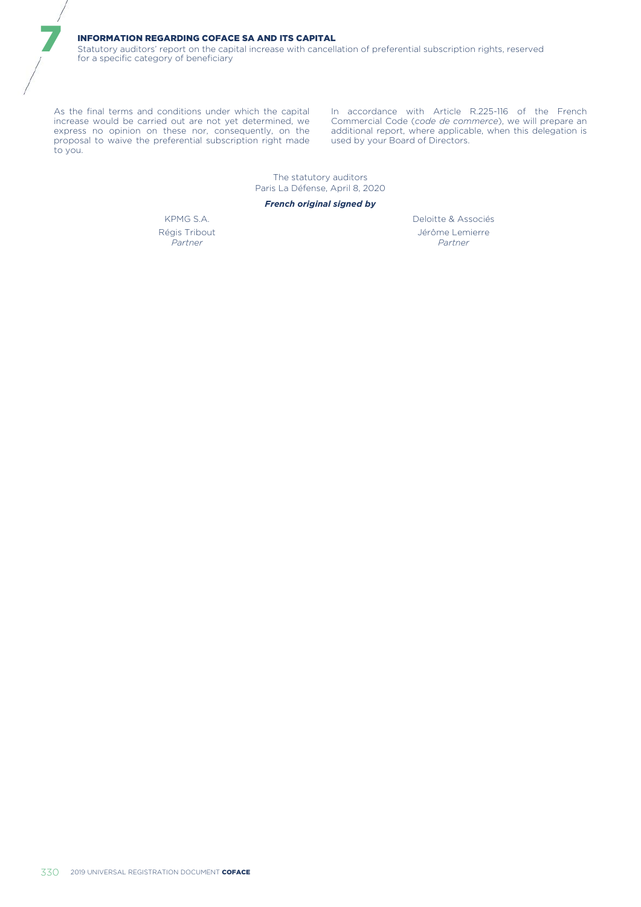As the final terms and conditions under which the capital increase would be carried out are not yet determined, we express no opinion on these nor, consequently, on the proposal to waive the preferential subscription right made to you.

In accordance with Article R.225-116 of the French Commercial Code (*code de commerce*), we will prepare an additional report, where applicable, when this delegation is used by your Board of Directors.

The statutory auditors
Paris La Défense, April 8, 2020

***French original signed by***

| | |
|---|---|
| KPMG S.A. | Deloitte & Associés |
| Régis Tribout | Jérôme Lemierre |
| *Partner* | *Partner* |